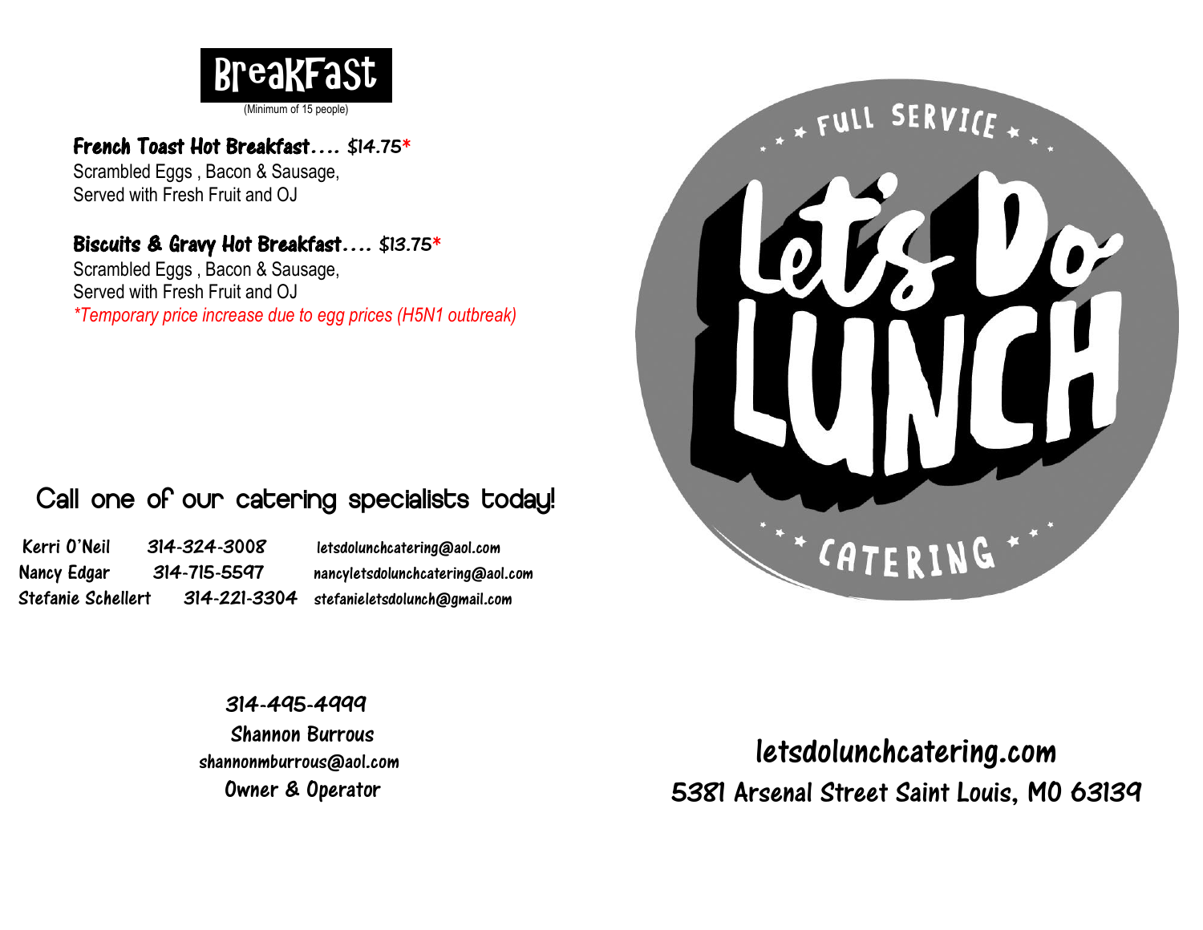# BreakFast

(Minimum of 15 people)

**French Toast Hot Breakfast…. $14.75***
Scrambled Eggs , Bacon & Sausage,
Served with Fresh Fruit and OJ

**Biscuits & Gravy Hot Breakfast…. $13.75***
Scrambled Eggs , Bacon & Sausage,
Served with Fresh Fruit and OJ
*\*Temporary price increase due to egg prices (H5N1 outbreak)*

## Call one of our catering specialists today!

| | | |
|---|---|---|
| Kerri O'Neil | 314-324-3008 | letsdolunchcatering@aol.com |
| Nancy Edgar | 314-715-5597 | nancyletsdolunchcatering@aol.com |
| Stefanie Schellert | 314-221-3304 | stefanieletsdolunch@gmail.com |

314-495-4999
Shannon Burrous
shannonmburrous@aol.com
Owner & Operator

FULL SERVICE

Let's Do LUNCH

CATERING

letsdolunchcatering.com
5381 Arsenal Street Saint Louis, MO 63139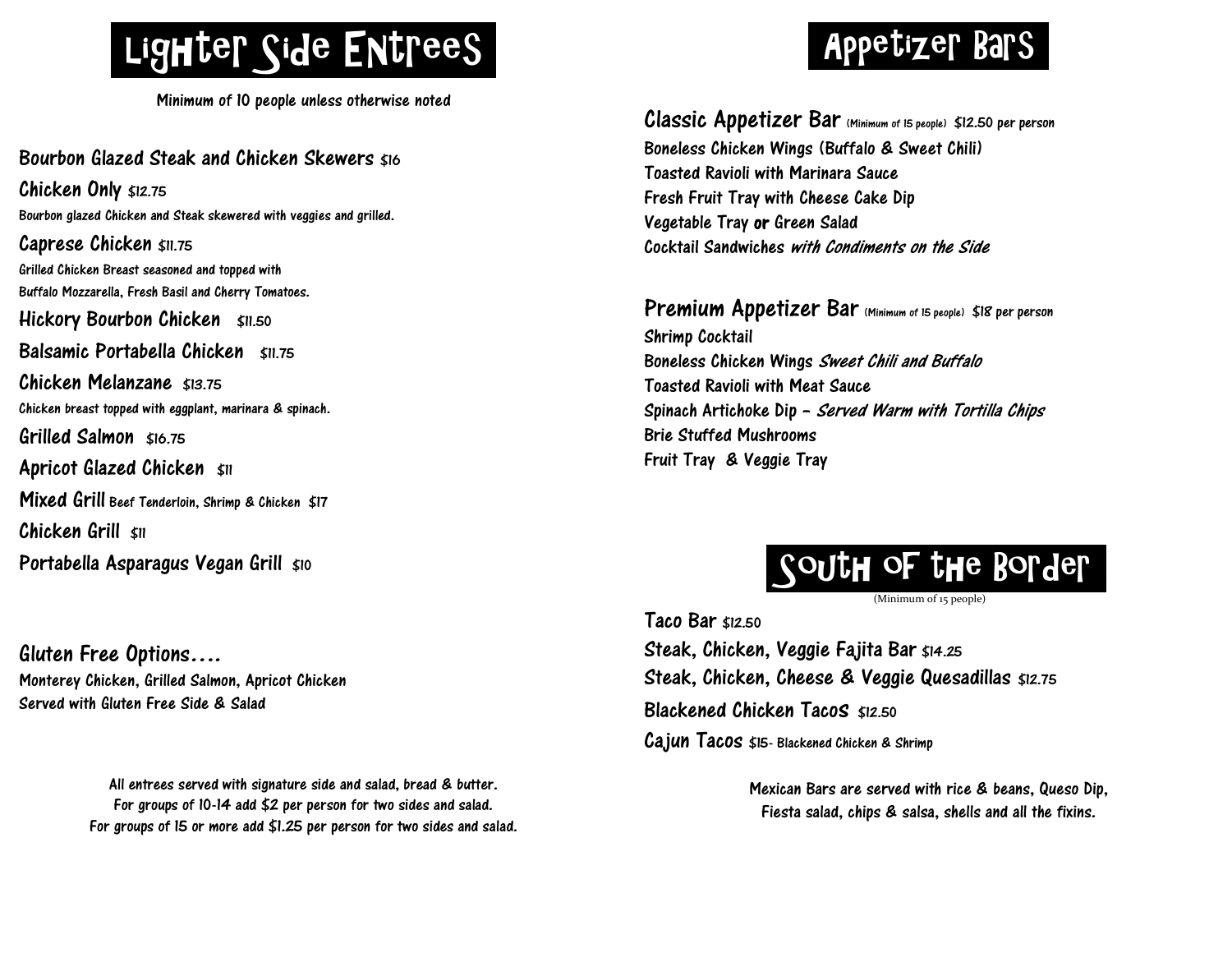# Lighter Side Entrees

Minimum of 10 people unless otherwise noted

**Bourbon Glazed Steak and Chicken Skewers** $16

**Chicken Only** $12.75

Bourbon glazed Chicken and Steak skewered with veggies and grilled.

**Caprese Chicken** $11.75

Grilled Chicken Breast seasoned and topped with
Buffalo Mozzarella, Fresh Basil and Cherry Tomatoes.

**Hickory Bourbon Chicken** $11.50

**Balsamic Portabella Chicken** $11.75

**Chicken Melanzane** $13.75

Chicken breast topped with eggplant, marinara & spinach.

**Grilled Salmon** $16.75

**Apricot Glazed Chicken** $11

**Mixed Grill** Beef Tenderloin, Shrimp & Chicken $17

**Chicken Grill** $11

**Portabella Asparagus Vegan Grill** $10

**Gluten Free Options....**

Monterey Chicken, Grilled Salmon, Apricot Chicken
Served with Gluten Free Side & Salad

All entrees served with signature side and salad, bread & butter.
For groups of 10-14 add $2 per person for two sides and salad.
For groups of 15 or more add $1.25 per person for two sides and salad.

# Appetizer Bars

**Classic Appetizer Bar** (Minimum of 15 people) $12.50 per person

Boneless Chicken Wings (Buffalo & Sweet Chili)
Toasted Ravioli with Marinara Sauce
Fresh Fruit Tray with Cheese Cake Dip
Vegetable Tray **or** Green Salad
Cocktail Sandwiches *with Condiments on the Side*

**Premium Appetizer Bar** (Minimum of 15 people) $18 per person

Shrimp Cocktail
Boneless Chicken Wings *Sweet Chili and Buffalo*
Toasted Ravioli with Meat Sauce
Spinach Artichoke Dip - *Served Warm with Tortilla Chips*
Brie Stuffed Mushrooms
Fruit Tray & Veggie Tray

# South of the Border

(Minimum of 15 people)

**Taco Bar** $12.50

**Steak, Chicken, Veggie Fajita Bar** $14.25

**Steak, Chicken, Cheese & Veggie Quesadillas** $12.75

**Blackened Chicken Tacos** $12.50

**Cajun Tacos** $15- Blackened Chicken & Shrimp

Mexican Bars are served with rice & beans, Queso Dip,
Fiesta salad, chips & salsa, shells and all the fixins.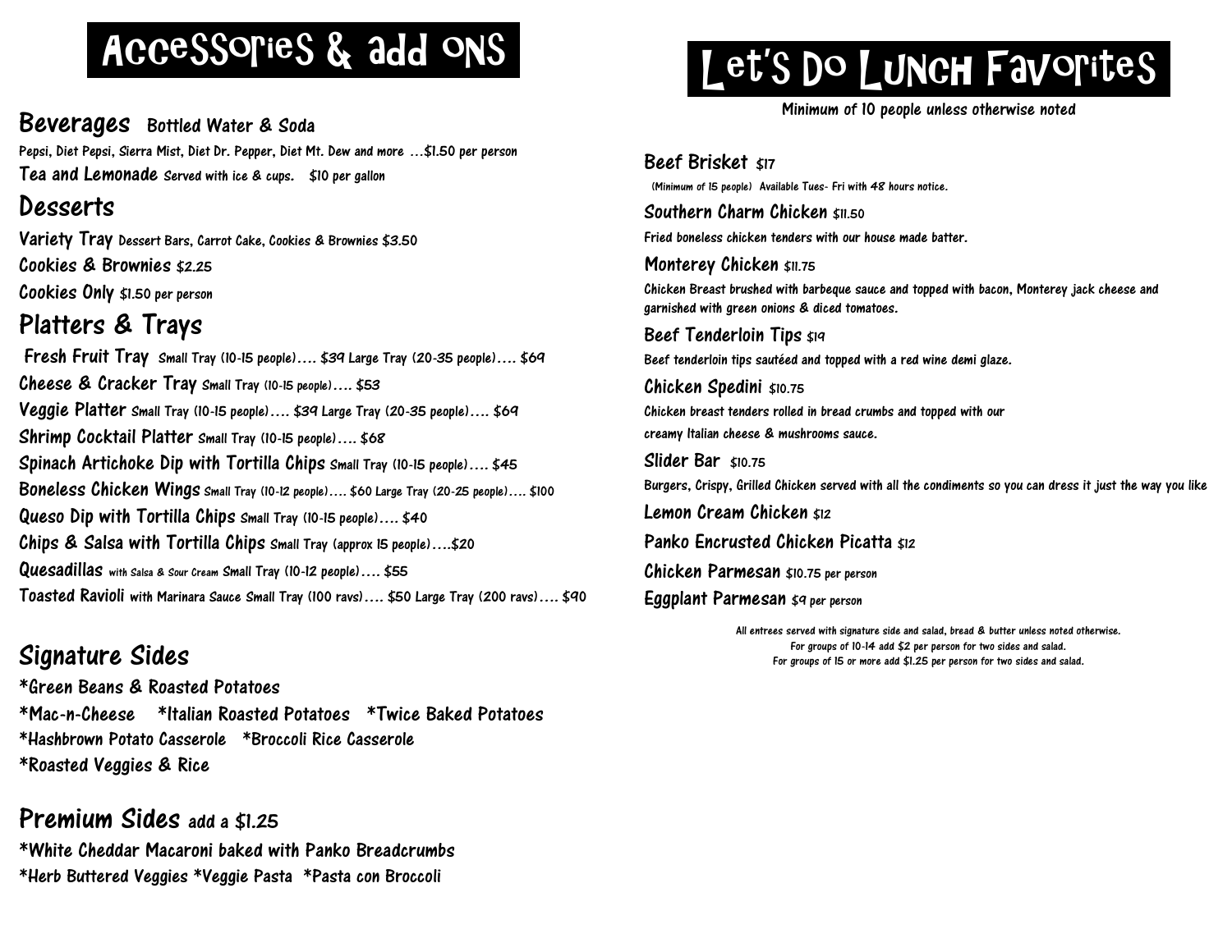# Accessories & add ons

## Beverages Bottled Water & Soda

Pepsi, Diet Pepsi, Sierra Mist, Diet Dr. Pepper, Diet Mt. Dew and more …$1.50 per person

**Tea and Lemonade** Served with ice & cups. $10 per gallon

## Desserts

**Variety Tray** Dessert Bars, Carrot Cake, Cookies & Brownies $3.50

**Cookies & Brownies** $2.25

**Cookies Only** $1.50 per person

## Platters & Trays

**Fresh Fruit Tray** Small Tray (10-15 people)…. $39 Large Tray (20-35 people)…. $69

**Cheese & Cracker Tray** Small Tray (10-15 people)…. $53

**Veggie Platter** Small Tray (10-15 people)…. $39 Large Tray (20-35 people)…. $69

**Shrimp Cocktail Platter** Small Tray (10-15 people)…. $68

**Spinach Artichoke Dip with Tortilla Chips** Small Tray (10-15 people)…. $45

**Boneless Chicken Wings** Small Tray (10-12 people)…. $60 Large Tray (20-25 people)…. $100

**Queso Dip with Tortilla Chips** Small Tray (10-15 people)…. $40

**Chips & Salsa with Tortilla Chips** Small Tray (approx 15 people)….$20

**Quesadillas** with Salsa & Sour Cream Small Tray (10-12 people)…. $55

**Toasted Ravioli** with Marinara Sauce Small Tray (100 ravs)…. $50 Large Tray (200 ravs)…. $90

## Signature Sides

*Green Beans & Roasted Potatoes
*Mac-n-Cheese *Italian Roasted Potatoes *Twice Baked Potatoes
*Hashbrown Potato Casserole *Broccoli Rice Casserole
*Roasted Veggies & Rice

## Premium Sides add a $1.25

*White Cheddar Macaroni baked with Panko Breadcrumbs
*Herb Buttered Veggies *Veggie Pasta *Pasta con Broccoli

# Let's Do Lunch Favorites

Minimum of 10 people unless otherwise noted

**Beef Brisket** $17
(Minimum of 15 people) Available Tues- Fri with 48 hours notice.

**Southern Charm Chicken** $11.50
Fried boneless chicken tenders with our house made batter.

**Monterey Chicken** $11.75
Chicken Breast brushed with barbeque sauce and topped with bacon, Monterey jack cheese and garnished with green onions & diced tomatoes.

**Beef Tenderloin Tips** $19
Beef tenderloin tips sautéed and topped with a red wine demi glaze.

**Chicken Spedini** $10.75
Chicken breast tenders rolled in bread crumbs and topped with our creamy Italian cheese & mushrooms sauce.

**Slider Bar** $10.75
Burgers, Crispy, Grilled Chicken served with all the condiments so you can dress it just the way you like

**Lemon Cream Chicken** $12

**Panko Encrusted Chicken Picatta** $12

**Chicken Parmesan** $10.75 per person

**Eggplant Parmesan** $9 per person

All entrees served with signature side and salad, bread & butter unless noted otherwise.
For groups of 10-14 add $2 per person for two sides and salad.
For groups of 15 or more add $1.25 per person for two sides and salad.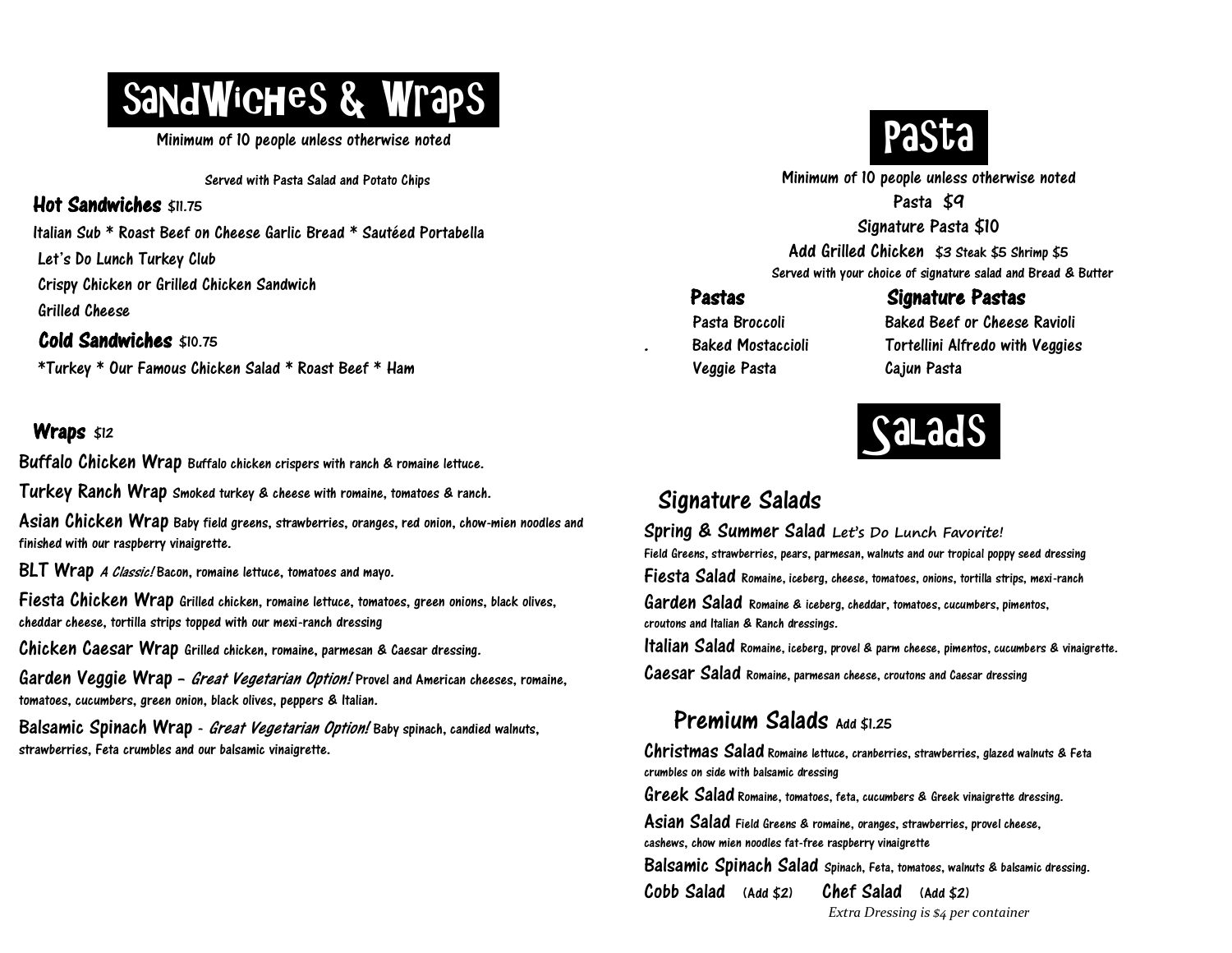# Sandwiches & Wraps

Minimum of 10 people unless otherwise noted

Served with Pasta Salad and Potato Chips

## Hot Sandwiches $11.75

Italian Sub * Roast Beef on Cheese Garlic Bread * Sautéed Portabella

Let's Do Lunch Turkey Club

Crispy Chicken or Grilled Chicken Sandwich

Grilled Cheese

## Cold Sandwiches $10.75

*Turkey * Our Famous Chicken Salad * Roast Beef * Ham

## Wraps $12

**Buffalo Chicken Wrap** Buffalo chicken crispers with ranch & romaine lettuce.

**Turkey Ranch Wrap** Smoked turkey & cheese with romaine, tomatoes & ranch.

**Asian Chicken Wrap** Baby field greens, strawberries, oranges, red onion, chow-mien noodles and finished with our raspberry vinaigrette.

**BLT Wrap** *A Classic!* Bacon, romaine lettuce, tomatoes and mayo.

**Fiesta Chicken Wrap** Grilled chicken, romaine lettuce, tomatoes, green onions, black olives, cheddar cheese, tortilla strips topped with our mexi-ranch dressing

**Chicken Caesar Wrap** Grilled chicken, romaine, parmesan & Caesar dressing.

**Garden Veggie Wrap** – *Great Vegetarian Option!* Provel and American cheeses, romaine, tomatoes, cucumbers, green onion, black olives, peppers & Italian.

**Balsamic Spinach Wrap** - *Great Vegetarian Option!* Baby spinach, candied walnuts, strawberries, Feta crumbles and our balsamic vinaigrette.

# Pasta

Minimum of 10 people unless otherwise noted

Pasta $9

Signature Pasta $10

Add Grilled Chicken $3 Steak $5 Shrimp $5

Served with your choice of signature salad and Bread & Butter

| Pastas | Signature Pastas |
|---|---|
| Pasta Broccoli | Baked Beef or Cheese Ravioli |
| Baked Mostaccioli | Tortellini Alfredo with Veggies |
| Veggie Pasta | Cajun Pasta |

# Salads

## Signature Salads

**Spring & Summer Salad** *Let's Do Lunch Favorite!*
Field Greens, strawberries, pears, parmesan, walnuts and our tropical poppy seed dressing

**Fiesta Salad** Romaine, iceberg, cheese, tomatoes, onions, tortilla strips, mexi-ranch

**Garden Salad** Romaine & iceberg, cheddar, tomatoes, cucumbers, pimentos, croutons and Italian & Ranch dressings.

**Italian Salad** Romaine, iceberg, provel & parm cheese, pimentos, cucumbers & vinaigrette.

**Caesar Salad** Romaine, parmesan cheese, croutons and Caesar dressing

## Premium Salads Add $1.25

**Christmas Salad** Romaine lettuce, cranberries, strawberries, glazed walnuts & Feta crumbles on side with balsamic dressing

**Greek Salad** Romaine, tomatoes, feta, cucumbers & Greek vinaigrette dressing.

**Asian Salad** Field Greens & romaine, oranges, strawberries, provel cheese, cashews, chow mien noodles fat-free raspberry vinaigrette

**Balsamic Spinach Salad** Spinach, Feta, tomatoes, walnuts & balsamic dressing.

**Cobb Salad** (Add $2) **Chef Salad** (Add $2)

*Extra Dressing is $4 per container*